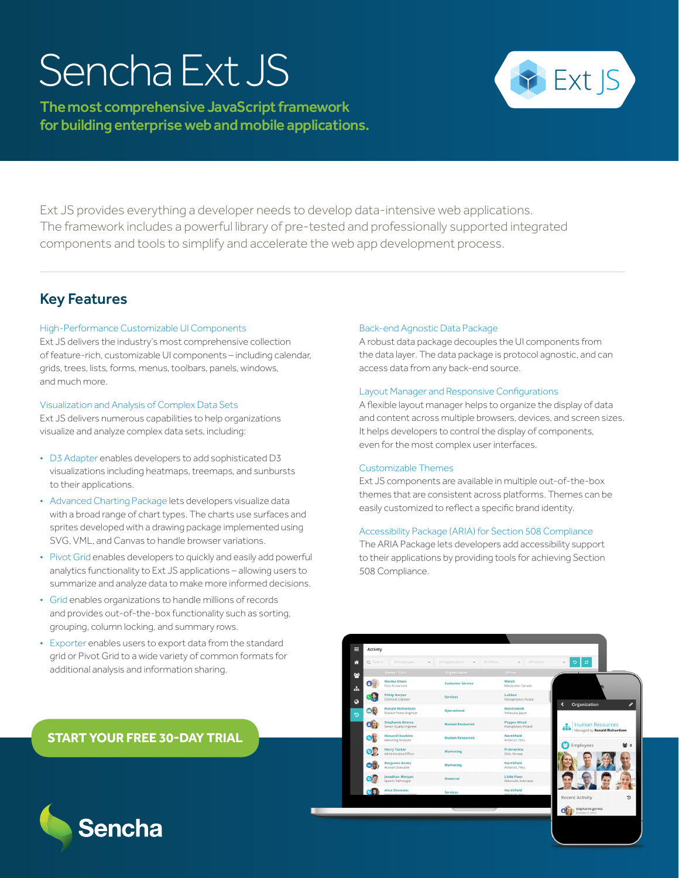# Sencha Ext JS

**The most comprehensive JavaScript framework for building enterprise web and mobile applications.**

Ext JS provides everything a developer needs to develop data-intensive web applications. The framework includes a powerful library of pre-tested and professionally supported integrated components and tools to simplify and accelerate the web app development process.

## Key Features

### High-Performance Customizable UI Components

Ext JS delivers the industry's most comprehensive collection of feature-rich, customizable UI components – including calendar, grids, trees, lists, forms, menus, toolbars, panels, windows, and much more.

### Visualization and Analysis of Complex Data Sets

Ext JS delivers numerous capabilities to help organizations visualize and analyze complex data sets, including:

- D3 Adapter enables developers to add sophisticated D3 visualizations including heatmaps, treemaps, and sunbursts to their applications.
- Advanced Charting Package lets developers visualize data with a broad range of chart types. The charts use surfaces and sprites developed with a drawing package implemented using SVG, VML, and Canvas to handle browser variations.
- Pivot Grid enables developers to quickly and easily add powerful analytics functionality to Ext JS applications – allowing users to summarize and analyze data to make more informed decisions.
- Grid enables organizations to handle millions of records and provides out-of-the-box functionality such as sorting, grouping, column locking, and summary rows.
- Exporter enables users to export data from the standard grid or Pivot Grid to a wide variety of common formats for additional analysis and information sharing.

### Back-end Agnostic Data Package

A robust data package decouples the UI components from the data layer. The data package is protocol agnostic, and can access data from any back-end source.

### Layout Manager and Responsive Configurations

A flexible layout manager helps to organize the display of data and content across multiple browsers, devices, and screen sizes. It helps developers to control the display of components, even for the most complex user interfaces.

### Customizable Themes

Ext JS components are available in multiple out-of-the-box themes that are consistent across platforms. Themes can be easily customized to reflect a specific brand identity.

### Accessibility Package (ARIA) for Section 508 Compliance

The ARIA Package lets developers add accessibility support to their applications by providing tools for achieving Section 508 Compliance.

**START YOUR FREE 30-DAY TRIAL**

Sencha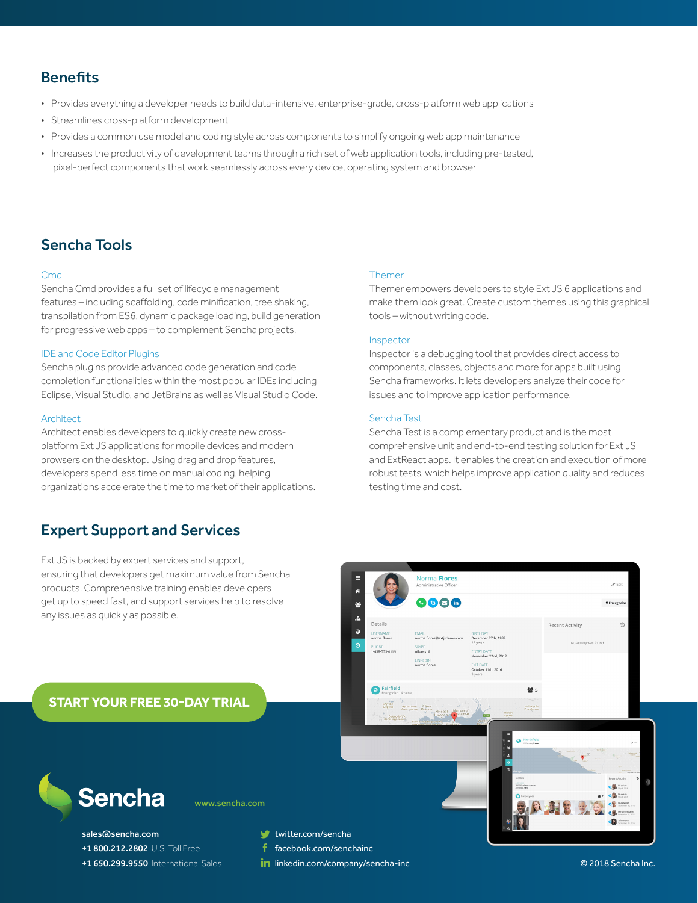## Benefits

- Provides everything a developer needs to build data-intensive, enterprise-grade, cross-platform web applications
- Streamlines cross-platform development
- Provides a common use model and coding style across components to simplify ongoing web app maintenance
- Increases the productivity of development teams through a rich set of web application tools, including pre-tested, pixel-perfect components that work seamlessly across every device, operating system and browser

## Sencha Tools

### Cmd

Sencha Cmd provides a full set of lifecycle management features – including scaffolding, code minification, tree shaking, transpilation from ES6, dynamic package loading, build generation for progressive web apps – to complement Sencha projects.

### IDE and Code Editor Plugins

Sencha plugins provide advanced code generation and code completion functionalities within the most popular IDEs including Eclipse, Visual Studio, and JetBrains as well as Visual Studio Code.

### Architect

Architect enables developers to quickly create new cross-platform Ext JS applications for mobile devices and modern browsers on the desktop. Using drag and drop features, developers spend less time on manual coding, helping organizations accelerate the time to market of their applications.

### Themer

Themer empowers developers to style Ext JS 6 applications and make them look great. Create custom themes using this graphical tools – without writing code.

### Inspector

Inspector is a debugging tool that provides direct access to components, classes, objects and more for apps built using Sencha frameworks. It lets developers analyze their code for issues and to improve application performance.

### Sencha Test

Sencha Test is a complementary product and is the most comprehensive unit and end-to-end testing solution for Ext JS and ExtReact apps. It enables the creation and execution of more robust tests, which helps improve application quality and reduces testing time and cost.

## Expert Support and Services

Ext JS is backed by expert services and support, ensuring that developers get maximum value from Sencha products. Comprehensive training enables developers get up to speed fast, and support services help to resolve any issues as quickly as possible.

**START YOUR FREE 30-DAY TRIAL**

Sencha

www.sencha.com

**sales@sencha.com**
**+1 800.212.2802** U.S. Toll Free
**+1 650.299.9550** International Sales

twitter.com/sencha
facebook.com/senchainc
linkedin.com/company/sencha-inc

© 2018 Sencha Inc.